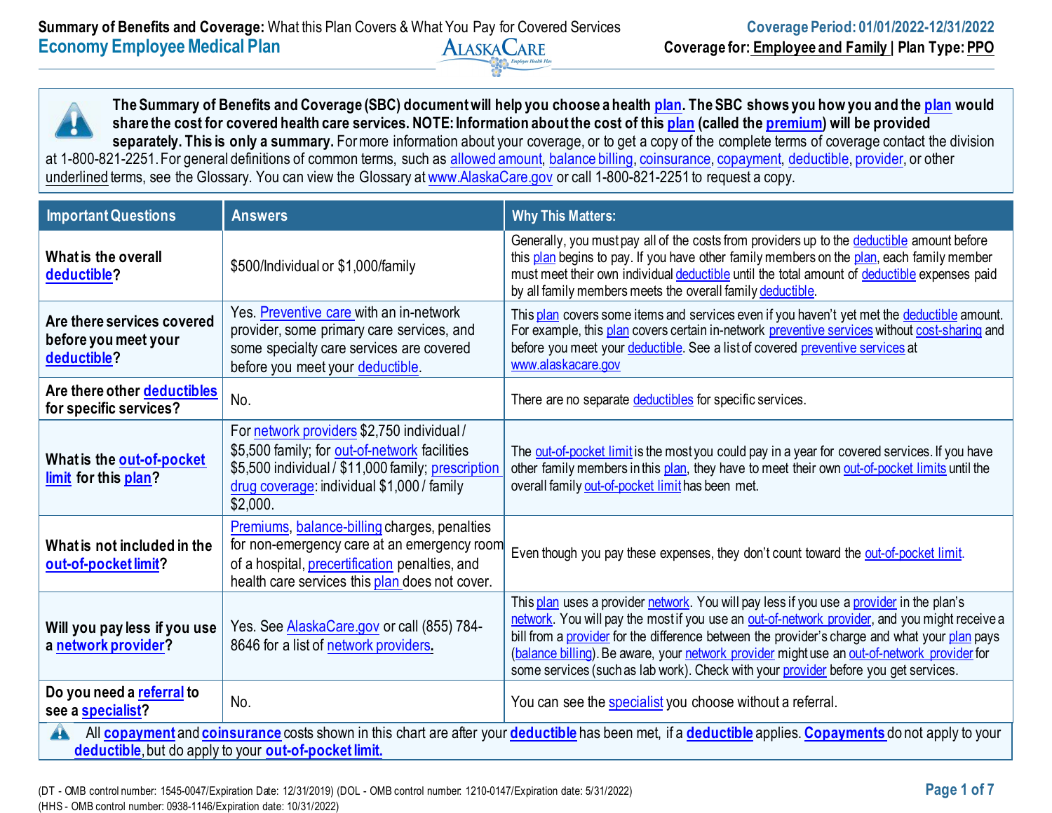**Summary of Benefits and Coverage:** What this Plan Covers & What You Pay for Covered Services

**Coverage Period: 01/01/2022-12/31/2022**

# Economy Employee Medical Plan

AlaskaCare Employee Health Plan

**Coverage for: Employee and Family | Plan Type: PPO**

**The Summary of Benefits and Coverage (SBC) document will help you choose a health plan. The SBC shows you how you and the plan would share the cost for covered health care services. NOTE: Information about the cost of this plan (called the premium) will be provided separately. This is only a summary.** For more information about your coverage, or to get a copy of the complete terms of coverage contact the division at 1-800-821-2251. For general definitions of common terms, such as allowed amount, balance billing, coinsurance, copayment, deductible, provider, or other underlined terms, see the Glossary. You can view the Glossary at www.AlaskaCare.gov or call 1-800-821-2251 to request a copy.

| Important Questions | Answers | Why This Matters: |
|---|---|---|
| **What is the overall deductible?** | $500/Individual or $1,000/family | Generally, you must pay all of the costs from providers up to the deductible amount before this plan begins to pay. If you have other family members on the plan, each family member must meet their own individual deductible until the total amount of deductible expenses paid by all family members meets the overall family deductible. |
| **Are there services covered before you meet your deductible?** | Yes. Preventive care with an in-network provider, some primary care services, and some specialty care services are covered before you meet your deductible. | This plan covers some items and services even if you haven't yet met the deductible amount. For example, this plan covers certain in-network preventive services without cost-sharing and before you meet your deductible. See a list of covered preventive services at www.alaskacare.gov |
| **Are there other deductibles for specific services?** | No. | There are no separate deductibles for specific services. |
| **What is the out-of-pocket limit for this plan?** | For network providers $2,750 individual / $5,500 family; for out-of-network facilities $5,500 individual / $11,000 family; prescription drug coverage: individual $1,000 / family $2,000. | The out-of-pocket limit is the most you could pay in a year for covered services. If you have other family members in this plan, they have to meet their own out-of-pocket limits until the overall family out-of-pocket limit has been met. |
| **What is not included in the out-of-pocket limit?** | Premiums, balance-billing charges, penalties for non-emergency care at an emergency room of a hospital, precertification penalties, and health care services this plan does not cover. | Even though you pay these expenses, they don't count toward the out-of-pocket limit. |
| **Will you pay less if you use a network provider?** | Yes. See AlaskaCare.gov or call (855) 784-8646 for a list of network providers. | This plan uses a provider network. You will pay less if you use a provider in the plan's network. You will pay the most if you use an out-of-network provider, and you might receive a bill from a provider for the difference between the provider's charge and what your plan pays (balance billing). Be aware, your network provider might use an out-of-network provider for some services (such as lab work). Check with your provider before you get services. |
| **Do you need a referral to see a specialist?** | No. | You can see the specialist you choose without a referral. |

All **copayment** and **coinsurance** costs shown in this chart are after your **deductible** has been met, if a **deductible** applies. **Copayments** do not apply to your **deductible**, but do apply to your **out-of-pocket limit.**

(DT - OMB control number: 1545-0047/Expiration Date: 12/31/2019) (DOL - OMB control number: 1210-0147/Expiration date: 5/31/2022)
(HHS - OMB control number: 0938-1146/Expiration date: 10/31/2022)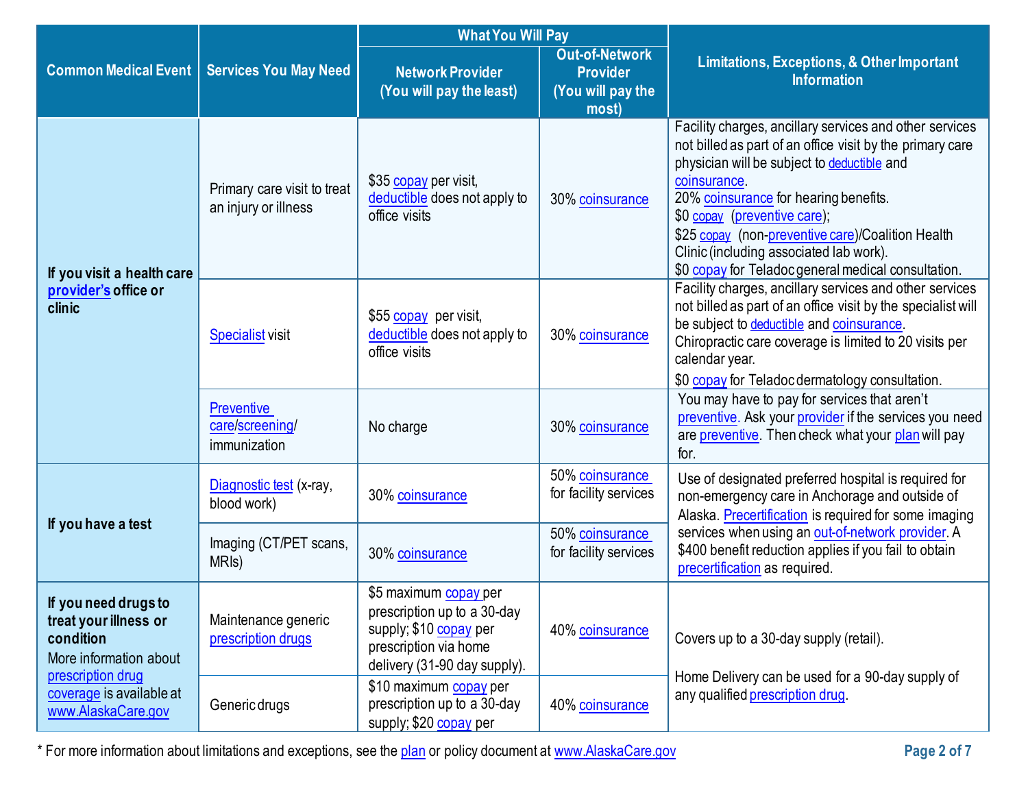| Common Medical Event | Services You May Need | What You Will Pay | | Limitations, Exceptions, & Other Important Information |
|---|---|---|---|---|
| | | Network Provider (You will pay the least) | Out-of-Network Provider (You will pay the most) | |
| If you visit a health care provider's office or clinic | Primary care visit to treat an injury or illness | $35 copay per visit, deductible does not apply to office visits | 30% coinsurance | Facility charges, ancillary services and other services not billed as part of an office visit by the primary care physician will be subject to deductible and coinsurance.<br>20% coinsurance for hearing benefits.<br>$0 copay (preventive care);<br>$25 copay (non-preventive care)/Coalition Health Clinic (including associated lab work).<br>$0 copay for Teladoc general medical consultation. |
| | Specialist visit | $55 copay per visit, deductible does not apply to office visits | 30% coinsurance | Facility charges, ancillary services and other services not billed as part of an office visit by the specialist will be subject to deductible and coinsurance.<br>Chiropractic care coverage is limited to 20 visits per calendar year.<br>$0 copay for Teladoc dermatology consultation. |
| | Preventive care/screening/ immunization | No charge | 30% coinsurance | You may have to pay for services that aren't preventive. Ask your provider if the services you need are preventive. Then check what your plan will pay for. |
| If you have a test | Diagnostic test (x-ray, blood work) | 30% coinsurance | 50% coinsurance for facility services | Use of designated preferred hospital is required for non-emergency care in Anchorage and outside of Alaska. Precertification is required for some imaging services when using an out-of-network provider. A $400 benefit reduction applies if you fail to obtain precertification as required. |
| | Imaging (CT/PET scans, MRIs) | 30% coinsurance | 50% coinsurance for facility services | |
| If you need drugs to treat your illness or condition<br>More information about prescription drug coverage is available at www.AlaskaCare.gov | Maintenance generic prescription drugs | $5 maximum copay per prescription up to a 30-day supply; $10 copay per prescription via home delivery (31-90 day supply). | 40% coinsurance | Covers up to a 30-day supply (retail).<br><br>Home Delivery can be used for a 90-day supply of any qualified prescription drug. |
| | Generic drugs | $10 maximum copay per prescription up to a 30-day supply; $20 copay per | 40% coinsurance | |

* For more information about limitations and exceptions, see the plan or policy document at www.AlaskaCare.gov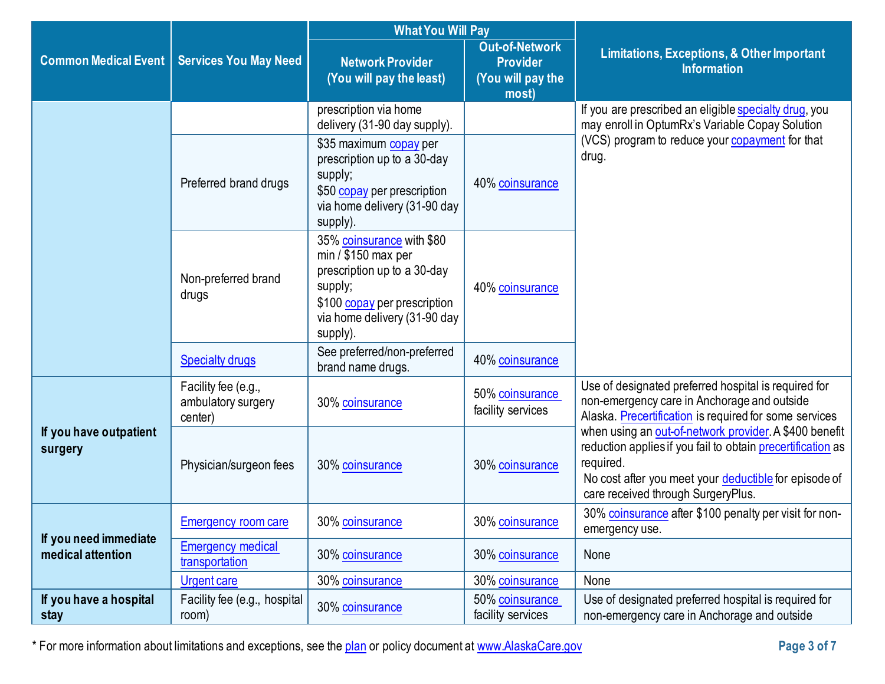| Common Medical Event | Services You May Need | What You Will Pay | | Limitations, Exceptions, & Other Important Information |
|---|---|---|---|---|
| | | Network Provider (You will pay the least) | Out-of-Network Provider (You will pay the most) | |
| | | prescription via home delivery (31-90 day supply). | | If you are prescribed an eligible specialty drug, you may enroll in OptumRx's Variable Copay Solution (VCS) program to reduce your copayment for that drug. |
| | Preferred brand drugs | $35 maximum copay per prescription up to a 30-day supply; $50 copay per prescription via home delivery (31-90 day supply). | 40% coinsurance | |
| | Non-preferred brand drugs | 35% coinsurance with $80 min / $150 max per prescription up to a 30-day supply; $100 copay per prescription via home delivery (31-90 day supply). | 40% coinsurance | |
| | Specialty drugs | See preferred/non-preferred brand name drugs. | 40% coinsurance | |
| **If you have outpatient surgery** | Facility fee (e.g., ambulatory surgery center) | 30% coinsurance | 50% coinsurance facility services | Use of designated preferred hospital is required for non-emergency care in Anchorage and outside Alaska. Precertification is required for some services when using an out-of-network provider. A $400 benefit reduction applies if you fail to obtain precertification as required. No cost after you meet your deductible for episode of care received through SurgeryPlus. |
| | Physician/surgeon fees | 30% coinsurance | 30% coinsurance | |
| **If you need immediate medical attention** | Emergency room care | 30% coinsurance | 30% coinsurance | 30% coinsurance after $100 penalty per visit for non-emergency use. |
| | Emergency medical transportation | 30% coinsurance | 30% coinsurance | None |
| | Urgent care | 30% coinsurance | 30% coinsurance | None |
| **If you have a hospital stay** | Facility fee (e.g., hospital room) | 30% coinsurance | 50% coinsurance facility services | Use of designated preferred hospital is required for non-emergency care in Anchorage and outside |

* For more information about limitations and exceptions, see the plan or policy document at www.AlaskaCare.gov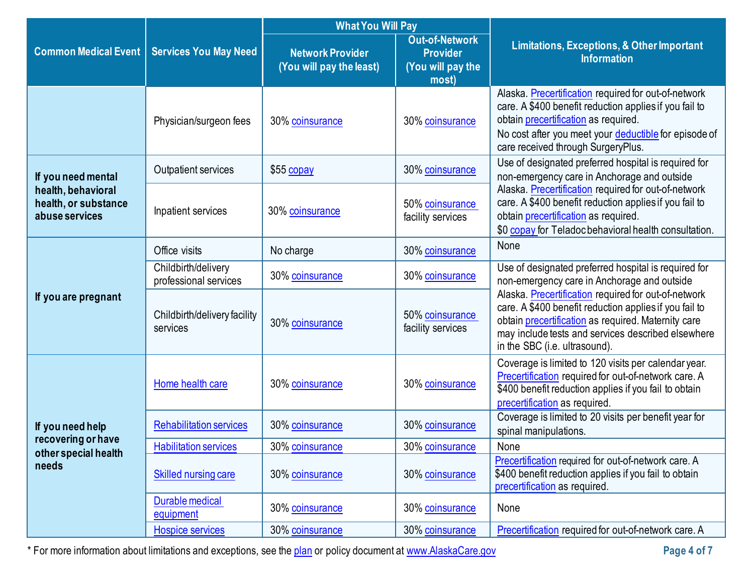| Common Medical Event | Services You May Need | What You Will Pay | | Limitations, Exceptions, & Other Important Information |
|---|---|---|---|---|
| | | Network Provider (You will pay the least) | Out-of-Network Provider (You will pay the most) | |
| | Physician/surgeon fees | 30% coinsurance | 30% coinsurance | Alaska. Precertification required for out-of-network care. A $400 benefit reduction applies if you fail to obtain precertification as required. No cost after you meet your deductible for episode of care received through SurgeryPlus. |
| If you need mental health, behavioral health, or substance abuse services | Outpatient services | $55 copay | 30% coinsurance | Use of designated preferred hospital is required for non-emergency care in Anchorage and outside Alaska. Precertification required for out-of-network care. A $400 benefit reduction applies if you fail to obtain precertification as required. $0 copay for Teladoc behavioral health consultation. |
| | Inpatient services | 30% coinsurance | 50% coinsurance facility services | |
| If you are pregnant | Office visits | No charge | 30% coinsurance | None |
| | Childbirth/delivery professional services | 30% coinsurance | 30% coinsurance | Use of designated preferred hospital is required for non-emergency care in Anchorage and outside Alaska. Precertification required for out-of-network care. A $400 benefit reduction applies if you fail to obtain precertification as required. Maternity care may include tests and services described elsewhere in the SBC (i.e. ultrasound). |
| | Childbirth/delivery facility services | 30% coinsurance | 50% coinsurance facility services | |
| If you need help recovering or have other special health needs | Home health care | 30% coinsurance | 30% coinsurance | Coverage is limited to 120 visits per calendar year. Precertification required for out-of-network care. A $400 benefit reduction applies if you fail to obtain precertification as required. |
| | Rehabilitation services | 30% coinsurance | 30% coinsurance | Coverage is limited to 20 visits per benefit year for spinal manipulations. |
| | Habilitation services | 30% coinsurance | 30% coinsurance | None |
| | Skilled nursing care | 30% coinsurance | 30% coinsurance | Precertification required for out-of-network care. A $400 benefit reduction applies if you fail to obtain precertification as required. |
| | Durable medical equipment | 30% coinsurance | 30% coinsurance | None |
| | Hospice services | 30% coinsurance | 30% coinsurance | Precertification required for out-of-network care. A |

* For more information about limitations and exceptions, see the plan or policy document at www.AlaskaCare.gov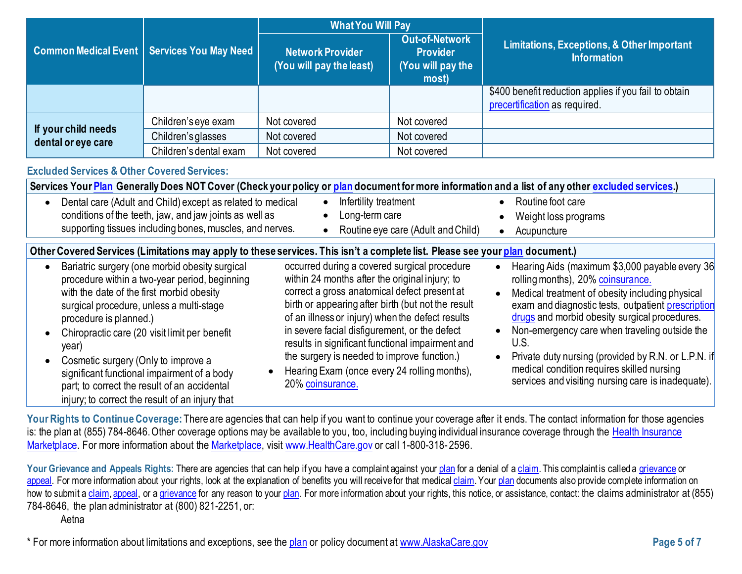| Common Medical Event | Services You May Need | What You Will Pay | | Limitations, Exceptions, & Other Important Information |
|---|---|---|---|---|
| | | Network Provider (You will pay the least) | Out-of-Network Provider (You will pay the most) | |
| | | | | $400 benefit reduction applies if you fail to obtain precertification as required. |
| If your child needs dental or eye care | Children's eye exam | Not covered | Not covered | |
| | Children's glasses | Not covered | Not covered | |
| | Children's dental exam | Not covered | Not covered | |

## Excluded Services & Other Covered Services:

**Services Your Plan Generally Does NOT Cover (Check your policy or plan document for more information and a list of any other excluded services.)**

- Dental care (Adult and Child) except as related to medical conditions of the teeth, jaw, and jaw joints as well as supporting tissues including bones, muscles, and nerves.
- Infertility treatment
- Long-term care
- Routine eye care (Adult and Child)
- Routine foot care
- Weight loss programs
- Acupuncture

**Other Covered Services (Limitations may apply to these services. This isn't a complete list. Please see your plan document.)**

- Bariatric surgery (one morbid obesity surgical procedure within a two-year period, beginning with the date of the first morbid obesity surgical procedure, unless a multi-stage procedure is planned.)
- Chiropractic care (20 visit limit per benefit year)
- Cosmetic surgery (Only to improve a significant functional impairment of a body part; to correct the result of an accidental injury; to correct the result of an injury that occurred during a covered surgical procedure within 24 months after the original injury; to correct a gross anatomical defect present at birth or appearing after birth (but not the result of an illness or injury) when the defect results in severe facial disfigurement, or the defect results in significant functional impairment and the surgery is needed to improve function.)
- Hearing Exam (once every 24 rolling months), 20% coinsurance.
- Hearing Aids (maximum $3,000 payable every 36 rolling months), 20% coinsurance.
- Medical treatment of obesity including physical exam and diagnostic tests, outpatient prescription drugs and morbid obesity surgical procedures.
- Non-emergency care when traveling outside the U.S.
- Private duty nursing (provided by R.N. or L.P.N. if medical condition requires skilled nursing services and visiting nursing care is inadequate).

**Your Rights to Continue Coverage:** There are agencies that can help if you want to continue your coverage after it ends. The contact information for those agencies is: the plan at (855) 784-8646. Other coverage options may be available to you, too, including buying individual insurance coverage through the Health Insurance Marketplace. For more information about the Marketplace, visit www.HealthCare.gov or call 1-800-318-2596.

**Your Grievance and Appeals Rights:** There are agencies that can help if you have a complaint against your plan for a denial of a claim. This complaint is called a grievance or appeal. For more information about your rights, look at the explanation of benefits you will receive for that medical claim. Your plan documents also provide complete information on how to submit a claim, appeal, or a grievance for any reason to your plan. For more information about your rights, this notice, or assistance, contact: the claims administrator at (855) 784-8646, the plan administrator at (800) 821-2251, or:

Aetna

* For more information about limitations and exceptions, see the plan or policy document at www.AlaskaCare.gov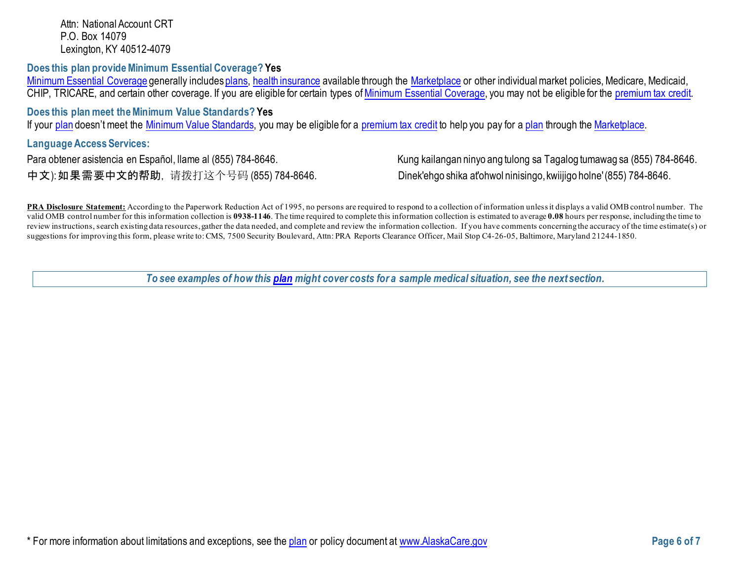Attn: National Account CRT
P.O. Box 14079
Lexington, KY 40512-4079

**Does this plan provide Minimum Essential Coverage? Yes**

Minimum Essential Coverage generally includes plans, health insurance available through the Marketplace or other individual market policies, Medicare, Medicaid, CHIP, TRICARE, and certain other coverage. If you are eligible for certain types of Minimum Essential Coverage, you may not be eligible for the premium tax credit.

**Does this plan meet the Minimum Value Standards? Yes**

If your plan doesn't meet the Minimum Value Standards, you may be eligible for a premium tax credit to help you pay for a plan through the Marketplace.

**Language Access Services:**

Para obtener asistencia en Español, llame al (855) 784-8646.

Kung kailangan ninyo ang tulong sa Tagalog tumawag sa (855) 784-8646.

中文): 如果需要中文的帮助，请拨打这个号码 (855) 784-8646.

Dinek'ehgo shika at'ohwol ninisingo, kwiijigo holne' (855) 784-8646.

**PRA Disclosure Statement:** According to the Paperwork Reduction Act of 1995, no persons are required to respond to a collection of information unless it displays a valid OMB control number. The valid OMB control number for this information collection is **0938-1146**. The time required to complete this information collection is estimated to average **0.08** hours per response, including the time to review instructions, search existing data resources, gather the data needed, and complete and review the information collection. If you have comments concerning the accuracy of the time estimate(s) or suggestions for improving this form, please write to: CMS, 7500 Security Boulevard, Attn: PRA Reports Clearance Officer, Mail Stop C4-26-05, Baltimore, Maryland 21244-1850.

***To see examples of how this plan might cover costs for a sample medical situation, see the next section.***

* For more information about limitations and exceptions, see the plan or policy document at www.AlaskaCare.gov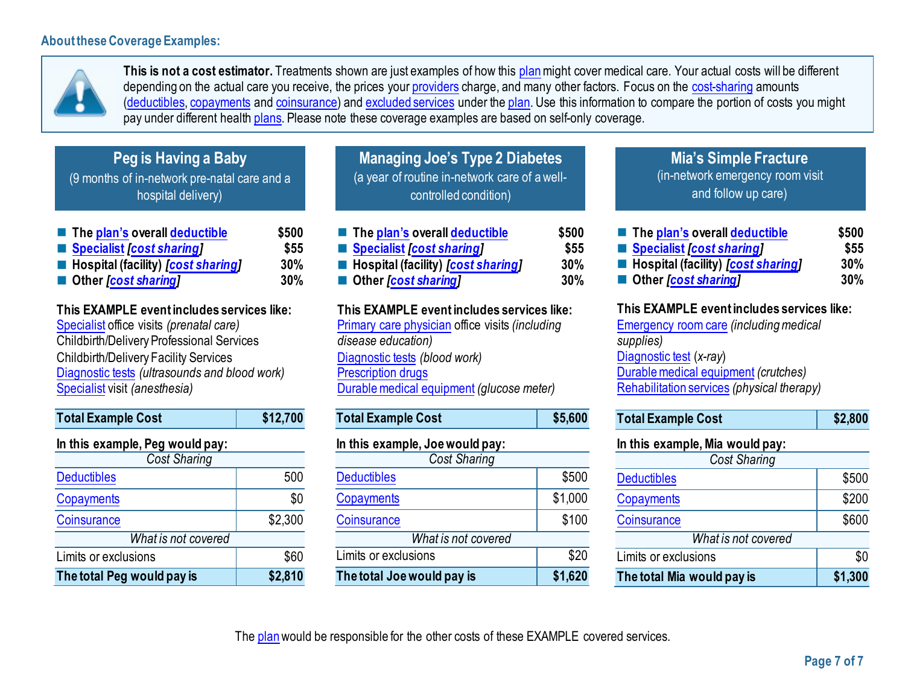## About these Coverage Examples:

**This is not a cost estimator.** Treatments shown are just examples of how this plan might cover medical care. Your actual costs will be different depending on the actual care you receive, the prices your providers charge, and many other factors. Focus on the cost-sharing amounts (deductibles, copayments and coinsurance) and excluded services under the plan. Use this information to compare the portion of costs you might pay under different health plans. Please note these coverage examples are based on self-only coverage.

### Peg is Having a Baby

(9 months of in-network pre-natal care and a hospital delivery)

- **The plan's overall deductible** **$500**
- **Specialist [cost sharing]** **$55**
- **Hospital (facility) [cost sharing]** **30%**
- **Other [cost sharing]** **30%**

**This EXAMPLE event includes services like:**
Specialist office visits *(prenatal care)*
Childbirth/Delivery Professional Services
Childbirth/Delivery Facility Services
Diagnostic tests *(ultrasounds and blood work)*
Specialist visit *(anesthesia)*

| **Total Example Cost** | **$12,700** |
|---|---|
| **In this example, Peg would pay:** | |
| *Cost Sharing* | |
| Deductibles | 500 |
| Copayments | $0 |
| Coinsurance | $2,300 |
| *What is not covered* | |
| Limits or exclusions | $60 |
| **The total Peg would pay is** | **$2,810** |

### Managing Joe's Type 2 Diabetes

(a year of routine in-network care of a well-controlled condition)

- **The plan's overall deductible** **$500**
- **Specialist [cost sharing]** **$55**
- **Hospital (facility) [cost sharing]** **30%**
- **Other [cost sharing]** **30%**

**This EXAMPLE event includes services like:**
Primary care physician office visits *(including disease education)*
Diagnostic tests *(blood work)*
Prescription drugs
Durable medical equipment *(glucose meter)*

| **Total Example Cost** | **$5,600** |
|---|---|
| **In this example, Joe would pay:** | |
| *Cost Sharing* | |
| Deductibles | $500 |
| Copayments | $1,000 |
| Coinsurance | $100 |
| *What is not covered* | |
| Limits or exclusions | $20 |
| **The total Joe would pay is** | **$1,620** |

### Mia's Simple Fracture

(in-network emergency room visit and follow up care)

- **The plan's overall deductible** **$500**
- **Specialist [cost sharing]** **$55**
- **Hospital (facility) [cost sharing]** **30%**
- **Other [cost sharing]** **30%**

**This EXAMPLE event includes services like:**
Emergency room care *(including medical supplies)*
Diagnostic test *(x-ray)*
Durable medical equipment *(crutches)*
Rehabilitation services *(physical therapy)*

| **Total Example Cost** | **$2,800** |
|---|---|
| **In this example, Mia would pay:** | |
| *Cost Sharing* | |
| Deductibles | $500 |
| Copayments | $200 |
| Coinsurance | $600 |
| *What is not covered* | |
| Limits or exclusions | $0 |
| **The total Mia would pay is** | **$1,300** |

The plan would be responsible for the other costs of these EXAMPLE covered services.